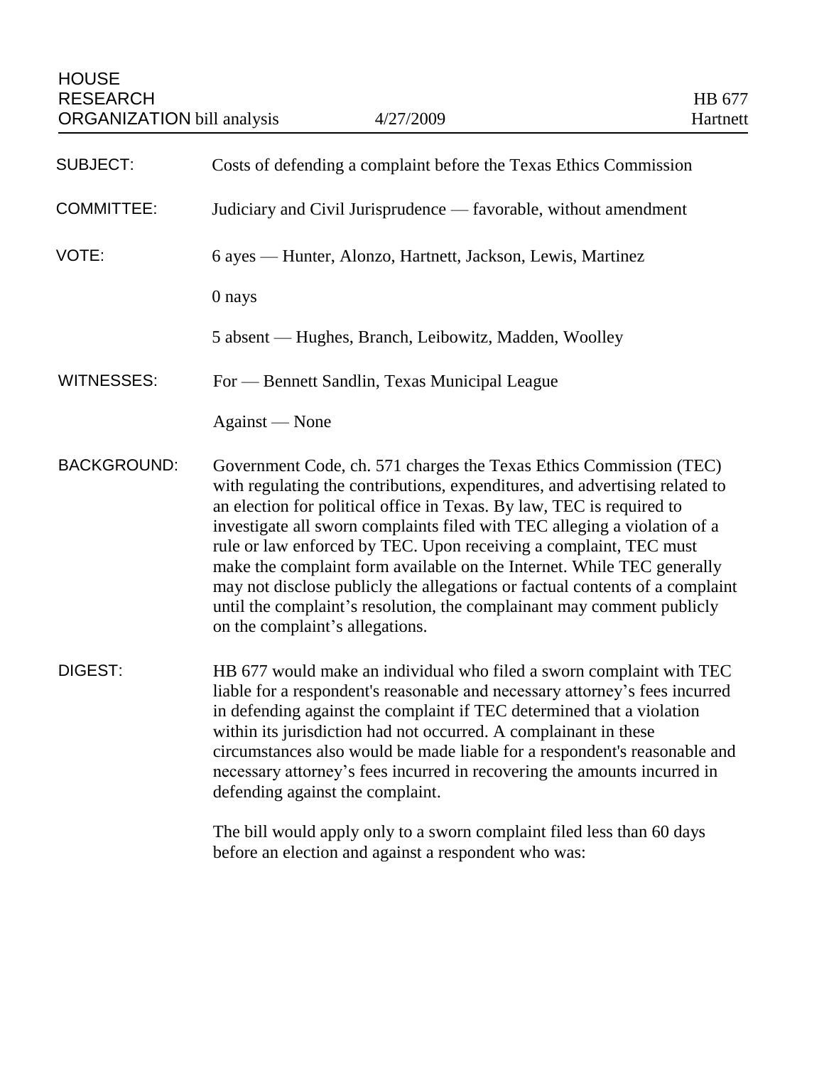HOUSE RESEARCH ORGANIZATION bill analysis 4/27/2009 HB 677 Hartnett

| | |
|---|---|
| SUBJECT: | Costs of defending a complaint before the Texas Ethics Commission |
| COMMITTEE: | Judiciary and Civil Jurisprudence — favorable, without amendment |
| VOTE: | 6 ayes — Hunter, Alonzo, Hartnett, Jackson, Lewis, Martinez |
| | 0 nays |
| | 5 absent — Hughes, Branch, Leibowitz, Madden, Woolley |
| WITNESSES: | For — Bennett Sandlin, Texas Municipal League |
| | Against — None |

**BACKGROUND:**

Government Code, ch. 571 charges the Texas Ethics Commission (TEC) with regulating the contributions, expenditures, and advertising related to an election for political office in Texas. By law, TEC is required to investigate all sworn complaints filed with TEC alleging a violation of a rule or law enforced by TEC. Upon receiving a complaint, TEC must make the complaint form available on the Internet. While TEC generally may not disclose publicly the allegations or factual contents of a complaint until the complaint's resolution, the complainant may comment publicly on the complaint's allegations.

**DIGEST:**

HB 677 would make an individual who filed a sworn complaint with TEC liable for a respondent's reasonable and necessary attorney's fees incurred in defending against the complaint if TEC determined that a violation within its jurisdiction had not occurred. A complainant in these circumstances also would be made liable for a respondent's reasonable and necessary attorney's fees incurred in recovering the amounts incurred in defending against the complaint.

The bill would apply only to a sworn complaint filed less than 60 days before an election and against a respondent who was: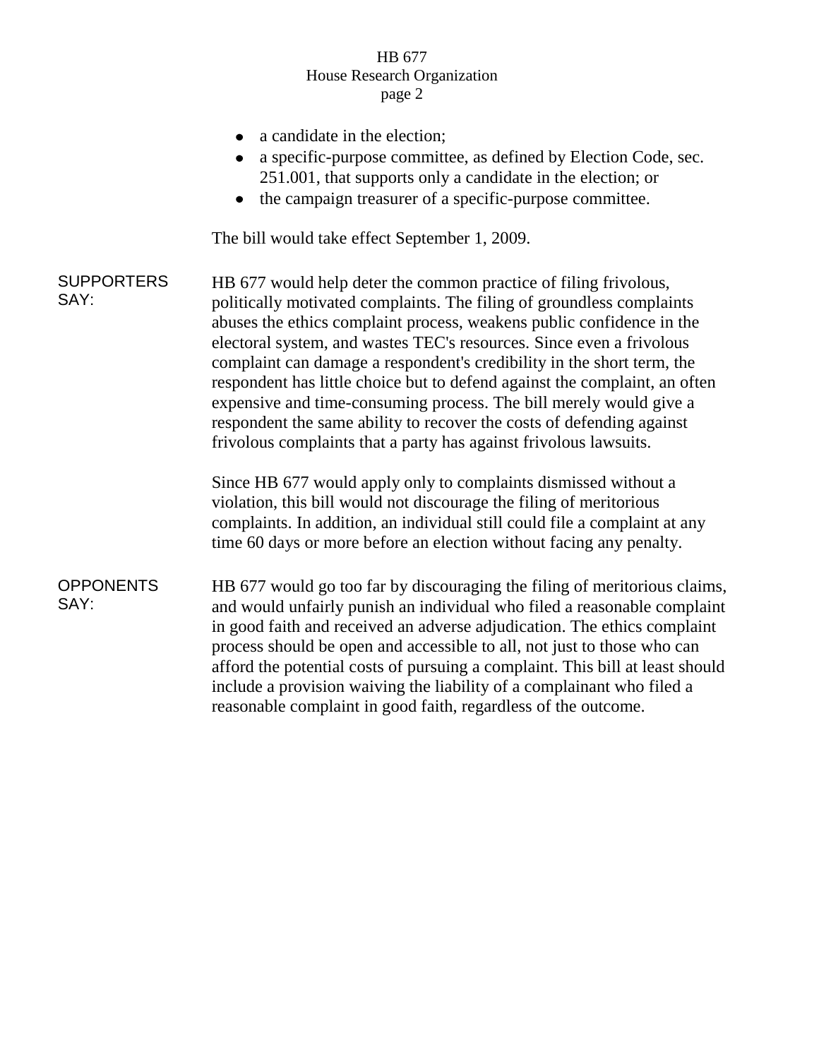- a candidate in the election;
- a specific-purpose committee, as defined by Election Code, sec. 251.001, that supports only a candidate in the election; or
- the campaign treasurer of a specific-purpose committee.

The bill would take effect September 1, 2009.

**SUPPORTERS SAY:**

HB 677 would help deter the common practice of filing frivolous, politically motivated complaints. The filing of groundless complaints abuses the ethics complaint process, weakens public confidence in the electoral system, and wastes TEC's resources. Since even a frivolous complaint can damage a respondent's credibility in the short term, the respondent has little choice but to defend against the complaint, an often expensive and time-consuming process. The bill merely would give a respondent the same ability to recover the costs of defending against frivolous complaints that a party has against frivolous lawsuits.

Since HB 677 would apply only to complaints dismissed without a violation, this bill would not discourage the filing of meritorious complaints. In addition, an individual still could file a complaint at any time 60 days or more before an election without facing any penalty.

**OPPONENTS SAY:**

HB 677 would go too far by discouraging the filing of meritorious claims, and would unfairly punish an individual who filed a reasonable complaint in good faith and received an adverse adjudication. The ethics complaint process should be open and accessible to all, not just to those who can afford the potential costs of pursuing a complaint. This bill at least should include a provision waiving the liability of a complainant who filed a reasonable complaint in good faith, regardless of the outcome.